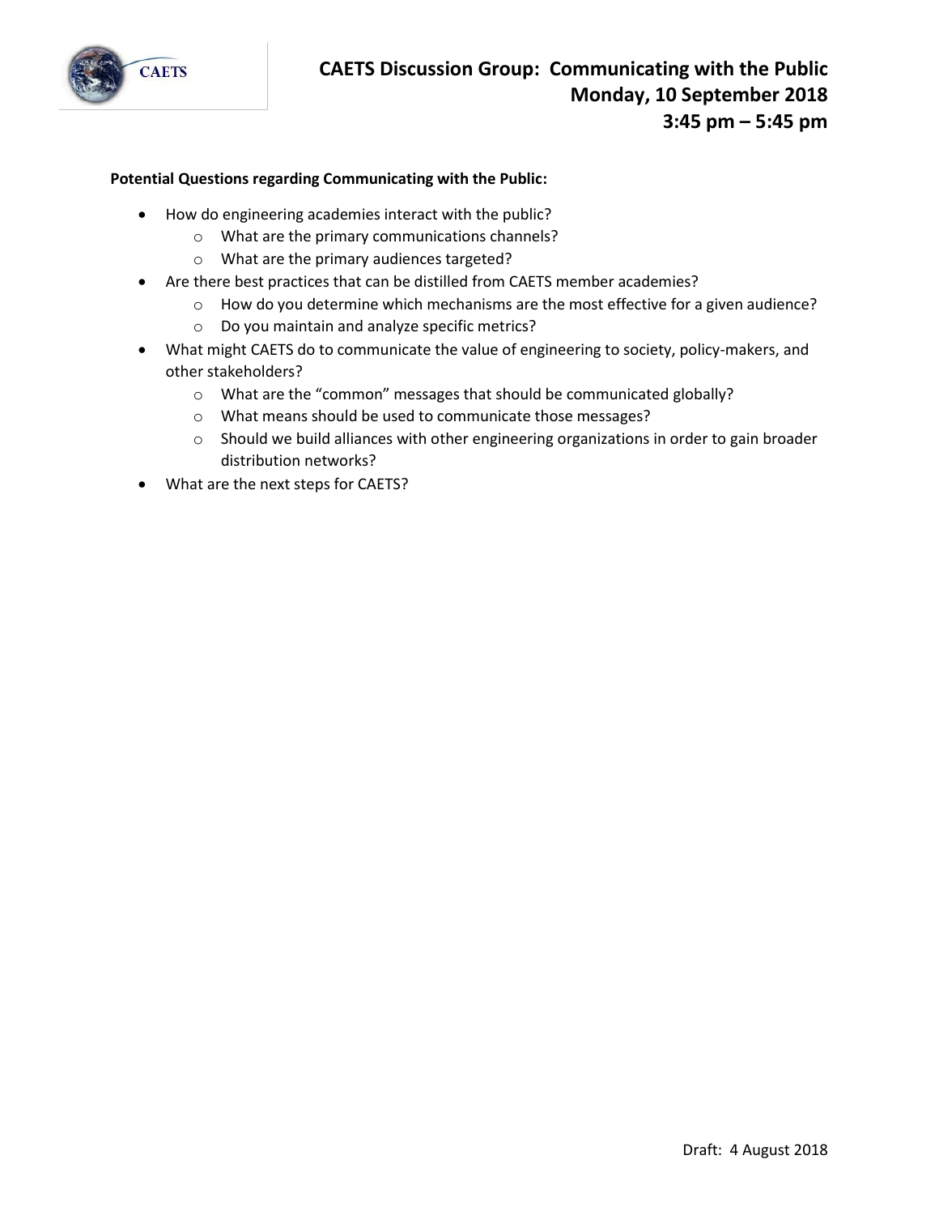# CAETS Discussion Group: Communicating with the Public
## Monday, 10 September 2018
## 3:45 pm – 5:45 pm

**Potential Questions regarding Communicating with the Public:**

- How do engineering academies interact with the public?
    - What are the primary communications channels?
    - What are the primary audiences targeted?
- Are there best practices that can be distilled from CAETS member academies?
    - How do you determine which mechanisms are the most effective for a given audience?
    - Do you maintain and analyze specific metrics?
- What might CAETS do to communicate the value of engineering to society, policy-makers, and other stakeholders?
    - What are the "common" messages that should be communicated globally?
    - What means should be used to communicate those messages?
    - Should we build alliances with other engineering organizations in order to gain broader distribution networks?
- What are the next steps for CAETS?

Draft: 4 August 2018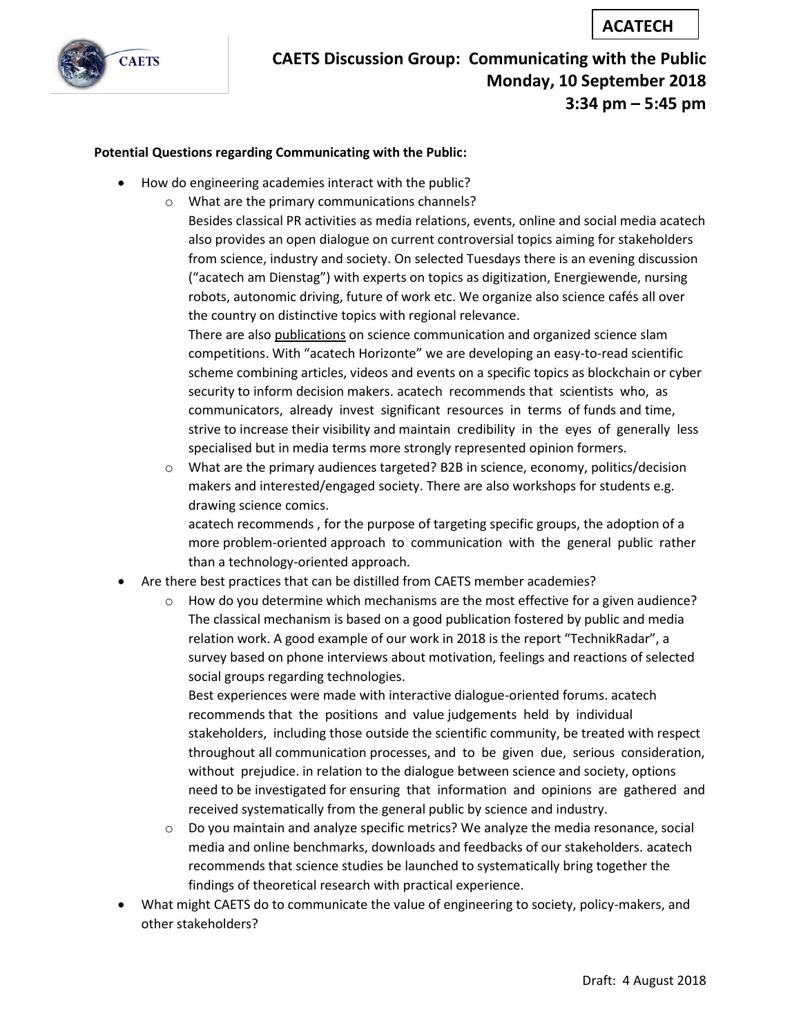**ACATECH**

# CAETS Discussion Group: Communicating with the Public
## Monday, 10 September 2018
## 3:34 pm – 5:45 pm

**Potential Questions regarding Communicating with the Public:**

- How do engineering academies interact with the public?
  - What are the primary communications channels?
    Besides classical PR activities as media relations, events, online and social media acatech also provides an open dialogue on current controversial topics aiming for stakeholders from science, industry and society. On selected Tuesdays there is an evening discussion ("acatech am Dienstag") with experts on topics as digitization, Energiewende, nursing robots, autonomic driving, future of work etc. We organize also science cafés all over the country on distinctive topics with regional relevance.
    There are also publications on science communication and organized science slam competitions. With "acatech Horizonte" we are developing an easy-to-read scientific scheme combining articles, videos and events on a specific topics as blockchain or cyber security to inform decision makers. acatech recommends that scientists who, as communicators, already invest significant resources in terms of funds and time, strive to increase their visibility and maintain credibility in the eyes of generally less specialised but in media terms more strongly represented opinion formers.
  - What are the primary audiences targeted? B2B in science, economy, politics/decision makers and interested/engaged society. There are also workshops for students e.g. drawing science comics.
    acatech recommends , for the purpose of targeting specific groups, the adoption of a more problem-oriented approach to communication with the general public rather than a technology-oriented approach.
- Are there best practices that can be distilled from CAETS member academies?
  - How do you determine which mechanisms are the most effective for a given audience? The classical mechanism is based on a good publication fostered by public and media relation work. A good example of our work in 2018 is the report "TechnikRadar", a survey based on phone interviews about motivation, feelings and reactions of selected social groups regarding technologies.
    Best experiences were made with interactive dialogue-oriented forums. acatech recommends that the positions and value judgements held by individual stakeholders, including those outside the scientific community, be treated with respect throughout all communication processes, and to be given due, serious consideration, without prejudice. in relation to the dialogue between science and society, options need to be investigated for ensuring that information and opinions are gathered and received systematically from the general public by science and industry.
  - Do you maintain and analyze specific metrics? We analyze the media resonance, social media and online benchmarks, downloads and feedbacks of our stakeholders. acatech recommends that science studies be launched to systematically bring together the findings of theoretical research with practical experience.
- What might CAETS do to communicate the value of engineering to society, policy-makers, and other stakeholders?

Draft: 4 August 2018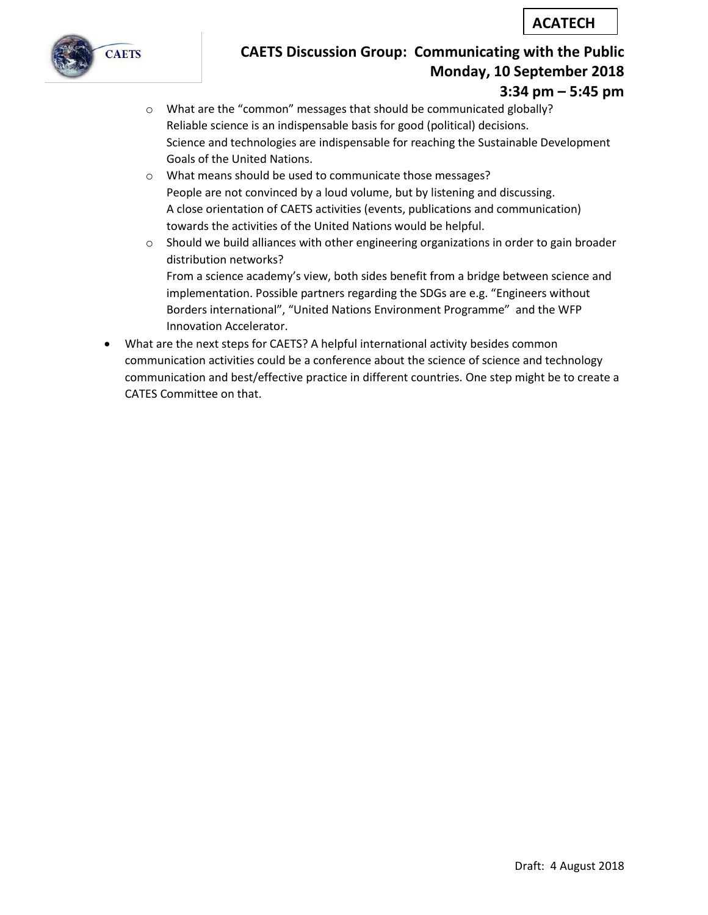- What are the "common" messages that should be communicated globally?
  Reliable science is an indispensable basis for good (political) decisions.
  Science and technologies are indispensable for reaching the Sustainable Development Goals of the United Nations.
- What means should be used to communicate those messages?
  People are not convinced by a loud volume, but by listening and discussing.
  A close orientation of CAETS activities (events, publications and communication) towards the activities of the United Nations would be helpful.
- Should we build alliances with other engineering organizations in order to gain broader distribution networks?
  From a science academy's view, both sides benefit from a bridge between science and implementation. Possible partners regarding the SDGs are e.g. "Engineers without Borders international", "United Nations Environment Programme" and the WFP Innovation Accelerator.

- What are the next steps for CAETS? A helpful international activity besides common communication activities could be a conference about the science of science and technology communication and best/effective practice in different countries. One step might be to create a CATES Committee on that.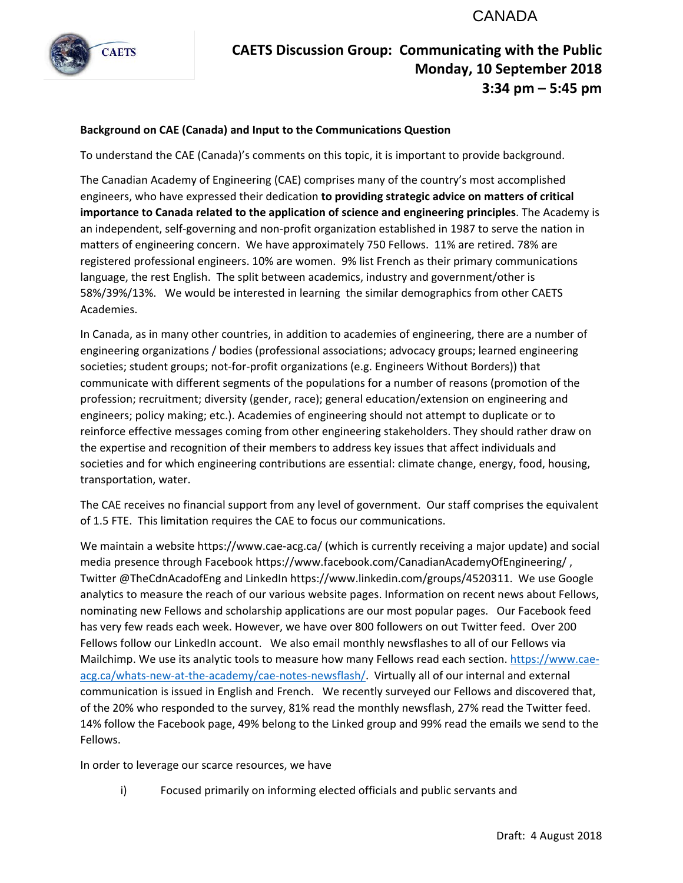CANADA

# CAETS Discussion Group: Communicating with the Public
## Monday, 10 September 2018
## 3:34 pm – 5:45 pm

**Background on CAE (Canada) and Input to the Communications Question**

To understand the CAE (Canada)'s comments on this topic, it is important to provide background.

The Canadian Academy of Engineering (CAE) comprises many of the country's most accomplished engineers, who have expressed their dedication **to providing strategic advice on matters of critical importance to Canada related to the application of science and engineering principles**. The Academy is an independent, self-governing and non-profit organization established in 1987 to serve the nation in matters of engineering concern. We have approximately 750 Fellows. 11% are retired. 78% are registered professional engineers. 10% are women. 9% list French as their primary communications language, the rest English. The split between academics, industry and government/other is 58%/39%/13%. We would be interested in learning the similar demographics from other CAETS Academies.

In Canada, as in many other countries, in addition to academies of engineering, there are a number of engineering organizations / bodies (professional associations; advocacy groups; learned engineering societies; student groups; not-for-profit organizations (e.g. Engineers Without Borders)) that communicate with different segments of the populations for a number of reasons (promotion of the profession; recruitment; diversity (gender, race); general education/extension on engineering and engineers; policy making; etc.). Academies of engineering should not attempt to duplicate or to reinforce effective messages coming from other engineering stakeholders. They should rather draw on the expertise and recognition of their members to address key issues that affect individuals and societies and for which engineering contributions are essential: climate change, energy, food, housing, transportation, water.

The CAE receives no financial support from any level of government. Our staff comprises the equivalent of 1.5 FTE. This limitation requires the CAE to focus our communications.

We maintain a website https://www.cae-acg.ca/ (which is currently receiving a major update) and social media presence through Facebook https://www.facebook.com/CanadianAcademyOfEngineering/ , Twitter @TheCdnAcadofEng and LinkedIn https://www.linkedin.com/groups/4520311. We use Google analytics to measure the reach of our various website pages. Information on recent news about Fellows, nominating new Fellows and scholarship applications are our most popular pages. Our Facebook feed has very few reads each week. However, we have over 800 followers on out Twitter feed. Over 200 Fellows follow our LinkedIn account. We also email monthly newsflashes to all of our Fellows via Mailchimp. We use its analytic tools to measure how many Fellows read each section. https://www.cae-acg.ca/whats-new-at-the-academy/cae-notes-newsflash/. Virtually all of our internal and external communication is issued in English and French. We recently surveyed our Fellows and discovered that, of the 20% who responded to the survey, 81% read the monthly newsflash, 27% read the Twitter feed. 14% follow the Facebook page, 49% belong to the Linked group and 99% read the emails we send to the Fellows.

In order to leverage our scarce resources, we have

i) Focused primarily on informing elected officials and public servants and

Draft: 4 August 2018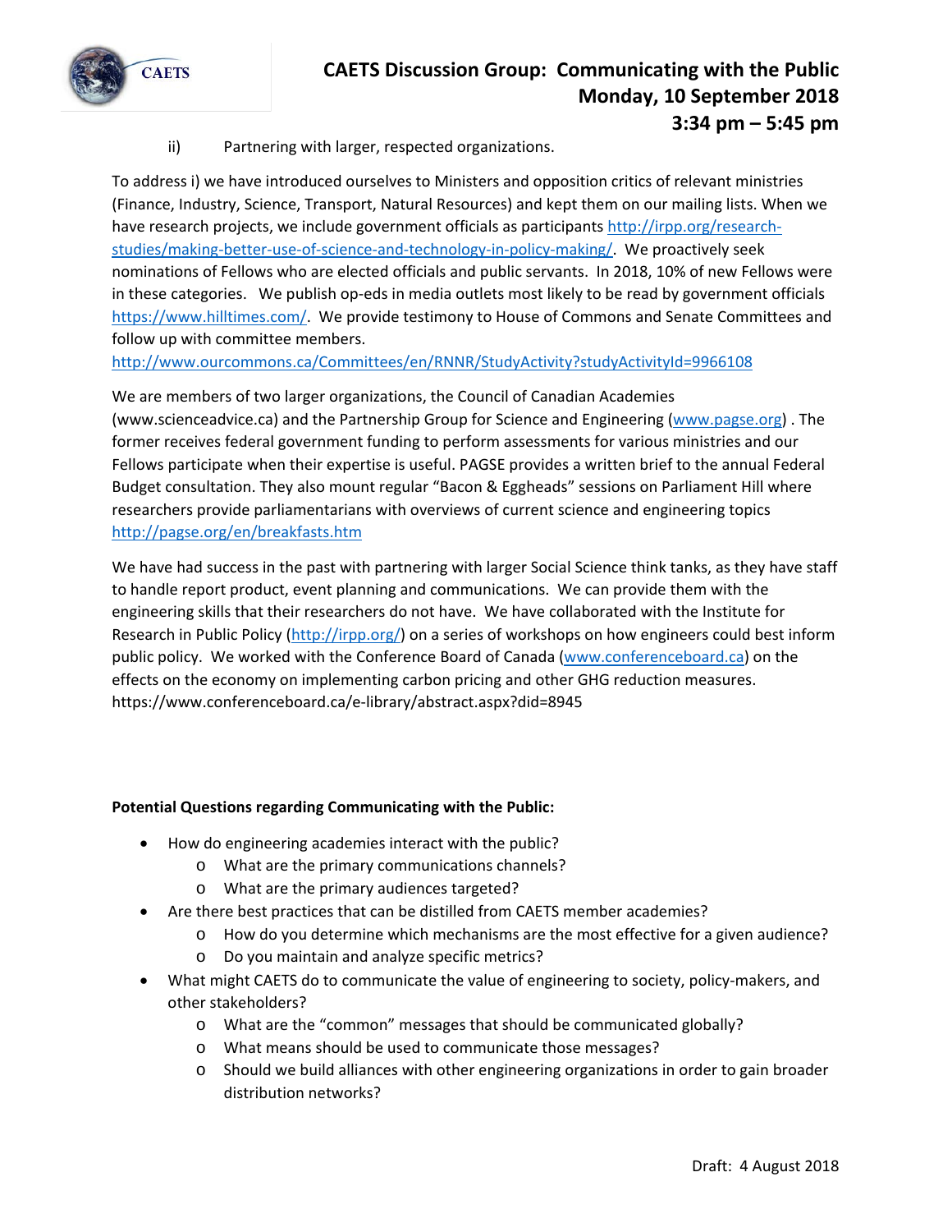ii) Partnering with larger, respected organizations.

To address i) we have introduced ourselves to Ministers and opposition critics of relevant ministries (Finance, Industry, Science, Transport, Natural Resources) and kept them on our mailing lists. When we have research projects, we include government officials as participants http://irpp.org/research-studies/making-better-use-of-science-and-technology-in-policy-making/. We proactively seek nominations of Fellows who are elected officials and public servants. In 2018, 10% of new Fellows were in these categories. We publish op-eds in media outlets most likely to be read by government officials https://www.hilltimes.com/. We provide testimony to House of Commons and Senate Committees and follow up with committee members.
http://www.ourcommons.ca/Committees/en/RNNR/StudyActivity?studyActivityId=9966108

We are members of two larger organizations, the Council of Canadian Academies (www.scienceadvice.ca) and the Partnership Group for Science and Engineering (www.pagse.org) . The former receives federal government funding to perform assessments for various ministries and our Fellows participate when their expertise is useful. PAGSE provides a written brief to the annual Federal Budget consultation. They also mount regular "Bacon & Eggheads" sessions on Parliament Hill where researchers provide parliamentarians with overviews of current science and engineering topics http://pagse.org/en/breakfasts.htm

We have had success in the past with partnering with larger Social Science think tanks, as they have staff to handle report product, event planning and communications. We can provide them with the engineering skills that their researchers do not have. We have collaborated with the Institute for Research in Public Policy (http://irpp.org/) on a series of workshops on how engineers could best inform public policy. We worked with the Conference Board of Canada (www.conferenceboard.ca) on the effects on the economy on implementing carbon pricing and other GHG reduction measures. https://www.conferenceboard.ca/e-library/abstract.aspx?did=8945

**Potential Questions regarding Communicating with the Public:**

- How do engineering academies interact with the public?
  - What are the primary communications channels?
  - What are the primary audiences targeted?
- Are there best practices that can be distilled from CAETS member academies?
  - How do you determine which mechanisms are the most effective for a given audience?
  - Do you maintain and analyze specific metrics?
- What might CAETS do to communicate the value of engineering to society, policy-makers, and other stakeholders?
  - What are the "common" messages that should be communicated globally?
  - What means should be used to communicate those messages?
  - Should we build alliances with other engineering organizations in order to gain broader distribution networks?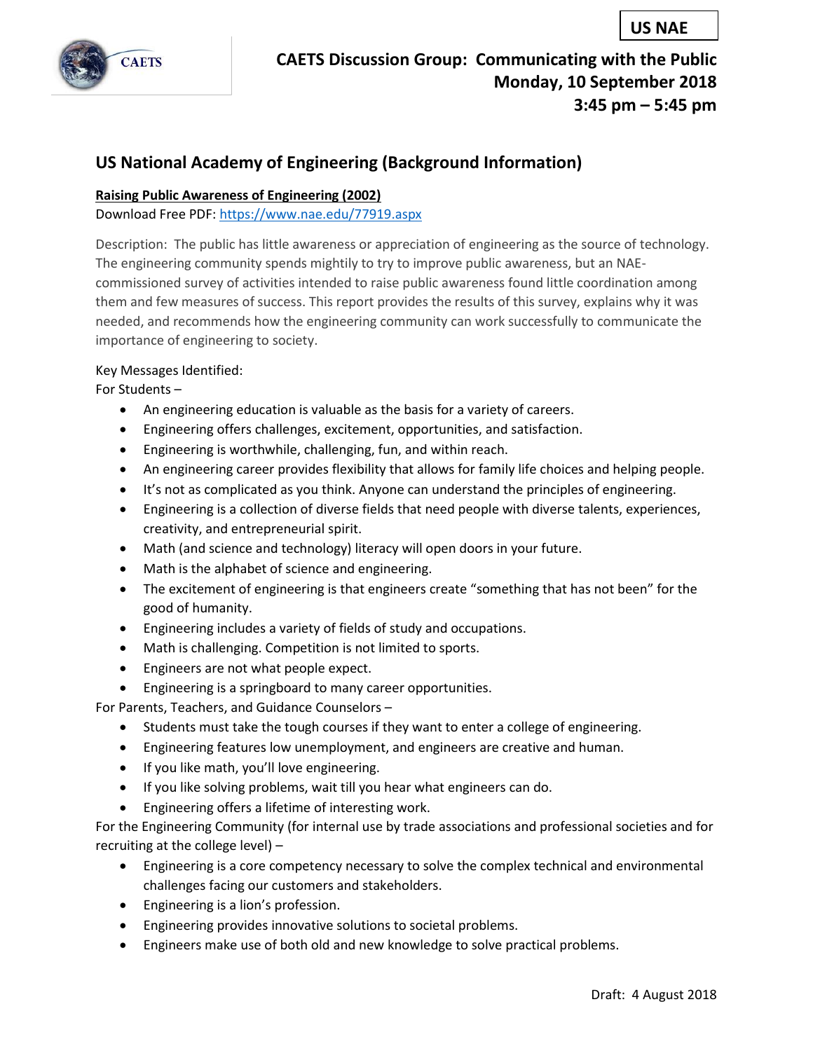US NAE

# CAETS Discussion Group: Communicating with the Public
**Monday, 10 September 2018**
**3:45 pm – 5:45 pm**

## US National Academy of Engineering (Background Information)

**Raising Public Awareness of Engineering (2002)**

Download Free PDF: https://www.nae.edu/77919.aspx

Description: The public has little awareness or appreciation of engineering as the source of technology. The engineering community spends mightily to try to improve public awareness, but an NAE-commissioned survey of activities intended to raise public awareness found little coordination among them and few measures of success. This report provides the results of this survey, explains why it was needed, and recommends how the engineering community can work successfully to communicate the importance of engineering to society.

Key Messages Identified:

For Students –

- An engineering education is valuable as the basis for a variety of careers.
- Engineering offers challenges, excitement, opportunities, and satisfaction.
- Engineering is worthwhile, challenging, fun, and within reach.
- An engineering career provides flexibility that allows for family life choices and helping people.
- It's not as complicated as you think. Anyone can understand the principles of engineering.
- Engineering is a collection of diverse fields that need people with diverse talents, experiences, creativity, and entrepreneurial spirit.
- Math (and science and technology) literacy will open doors in your future.
- Math is the alphabet of science and engineering.
- The excitement of engineering is that engineers create "something that has not been" for the good of humanity.
- Engineering includes a variety of fields of study and occupations.
- Math is challenging. Competition is not limited to sports.
- Engineers are not what people expect.
- Engineering is a springboard to many career opportunities.

For Parents, Teachers, and Guidance Counselors –

- Students must take the tough courses if they want to enter a college of engineering.
- Engineering features low unemployment, and engineers are creative and human.
- If you like math, you'll love engineering.
- If you like solving problems, wait till you hear what engineers can do.
- Engineering offers a lifetime of interesting work.

For the Engineering Community (for internal use by trade associations and professional societies and for recruiting at the college level) –

- Engineering is a core competency necessary to solve the complex technical and environmental challenges facing our customers and stakeholders.
- Engineering is a lion's profession.
- Engineering provides innovative solutions to societal problems.
- Engineers make use of both old and new knowledge to solve practical problems.

Draft: 4 August 2018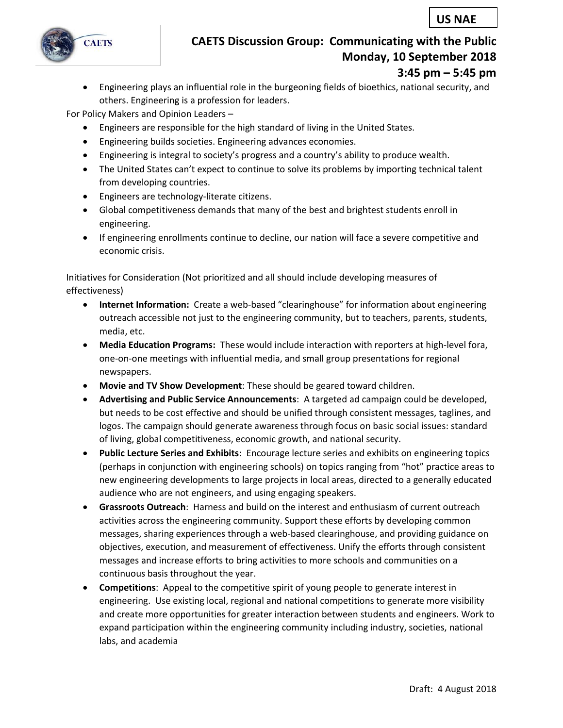- Engineering plays an influential role in the burgeoning fields of bioethics, national security, and others. Engineering is a profession for leaders.

For Policy Makers and Opinion Leaders –

- Engineers are responsible for the high standard of living in the United States.
- Engineering builds societies. Engineering advances economies.
- Engineering is integral to society's progress and a country's ability to produce wealth.
- The United States can't expect to continue to solve its problems by importing technical talent from developing countries.
- Engineers are technology-literate citizens.
- Global competitiveness demands that many of the best and brightest students enroll in engineering.
- If engineering enrollments continue to decline, our nation will face a severe competitive and economic crisis.

Initiatives for Consideration (Not prioritized and all should include developing measures of effectiveness)

- **Internet Information:** Create a web-based "clearinghouse" for information about engineering outreach accessible not just to the engineering community, but to teachers, parents, students, media, etc.
- **Media Education Programs:** These would include interaction with reporters at high-level fora, one-on-one meetings with influential media, and small group presentations for regional newspapers.
- **Movie and TV Show Development**: These should be geared toward children.
- **Advertising and Public Service Announcements**: A targeted ad campaign could be developed, but needs to be cost effective and should be unified through consistent messages, taglines, and logos. The campaign should generate awareness through focus on basic social issues: standard of living, global competitiveness, economic growth, and national security.
- **Public Lecture Series and Exhibits**: Encourage lecture series and exhibits on engineering topics (perhaps in conjunction with engineering schools) on topics ranging from "hot" practice areas to new engineering developments to large projects in local areas, directed to a generally educated audience who are not engineers, and using engaging speakers.
- **Grassroots Outreach**: Harness and build on the interest and enthusiasm of current outreach activities across the engineering community. Support these efforts by developing common messages, sharing experiences through a web-based clearinghouse, and providing guidance on objectives, execution, and measurement of effectiveness. Unify the efforts through consistent messages and increase efforts to bring activities to more schools and communities on a continuous basis throughout the year.
- **Competitions**: Appeal to the competitive spirit of young people to generate interest in engineering. Use existing local, regional and national competitions to generate more visibility and create more opportunities for greater interaction between students and engineers. Work to expand participation within the engineering community including industry, societies, national labs, and academia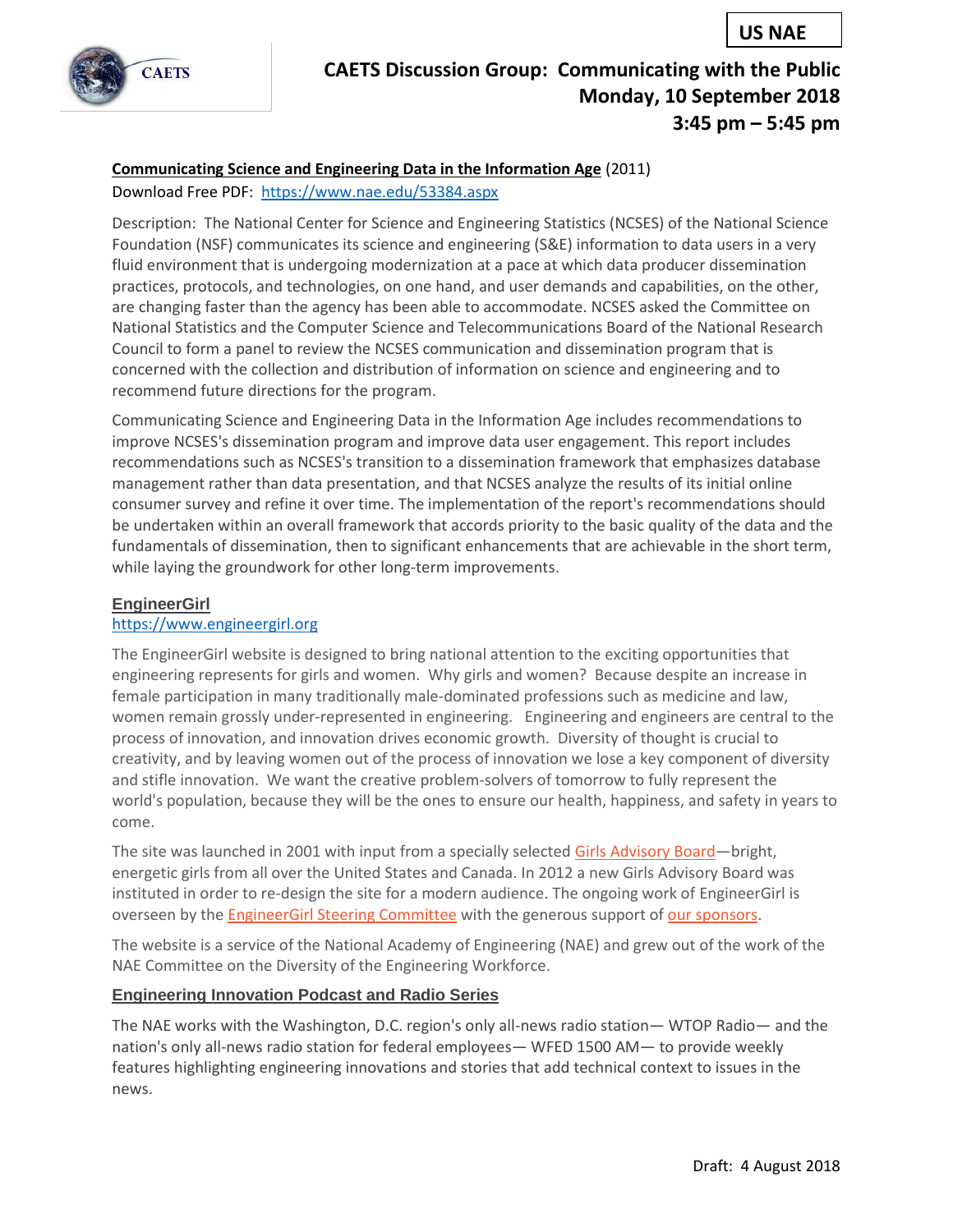### Communicating Science and Engineering Data in the Information Age (2011)

Download Free PDF: https://www.nae.edu/53384.aspx

Description: The National Center for Science and Engineering Statistics (NCSES) of the National Science Foundation (NSF) communicates its science and engineering (S&E) information to data users in a very fluid environment that is undergoing modernization at a pace at which data producer dissemination practices, protocols, and technologies, on one hand, and user demands and capabilities, on the other, are changing faster than the agency has been able to accommodate. NCSES asked the Committee on National Statistics and the Computer Science and Telecommunications Board of the National Research Council to form a panel to review the NCSES communication and dissemination program that is concerned with the collection and distribution of information on science and engineering and to recommend future directions for the program.

Communicating Science and Engineering Data in the Information Age includes recommendations to improve NCSES's dissemination program and improve data user engagement. This report includes recommendations such as NCSES's transition to a dissemination framework that emphasizes database management rather than data presentation, and that NCSES analyze the results of its initial online consumer survey and refine it over time. The implementation of the report's recommendations should be undertaken within an overall framework that accords priority to the basic quality of the data and the fundamentals of dissemination, then to significant enhancements that are achievable in the short term, while laying the groundwork for other long-term improvements.

### EngineerGirl

https://www.engineergirl.org

The EngineerGirl website is designed to bring national attention to the exciting opportunities that engineering represents for girls and women. Why girls and women? Because despite an increase in female participation in many traditionally male-dominated professions such as medicine and law, women remain grossly under-represented in engineering. Engineering and engineers are central to the process of innovation, and innovation drives economic growth. Diversity of thought is crucial to creativity, and by leaving women out of the process of innovation we lose a key component of diversity and stifle innovation. We want the creative problem-solvers of tomorrow to fully represent the world's population, because they will be the ones to ensure our health, happiness, and safety in years to come.

The site was launched in 2001 with input from a specially selected Girls Advisory Board—bright, energetic girls from all over the United States and Canada. In 2012 a new Girls Advisory Board was instituted in order to re-design the site for a modern audience. The ongoing work of EngineerGirl is overseen by the EngineerGirl Steering Committee with the generous support of our sponsors.

The website is a service of the National Academy of Engineering (NAE) and grew out of the work of the NAE Committee on the Diversity of the Engineering Workforce.

### Engineering Innovation Podcast and Radio Series

The NAE works with the Washington, D.C. region's only all-news radio station— WTOP Radio— and the nation's only all-news radio station for federal employees— WFED 1500 AM— to provide weekly features highlighting engineering innovations and stories that add technical context to issues in the news.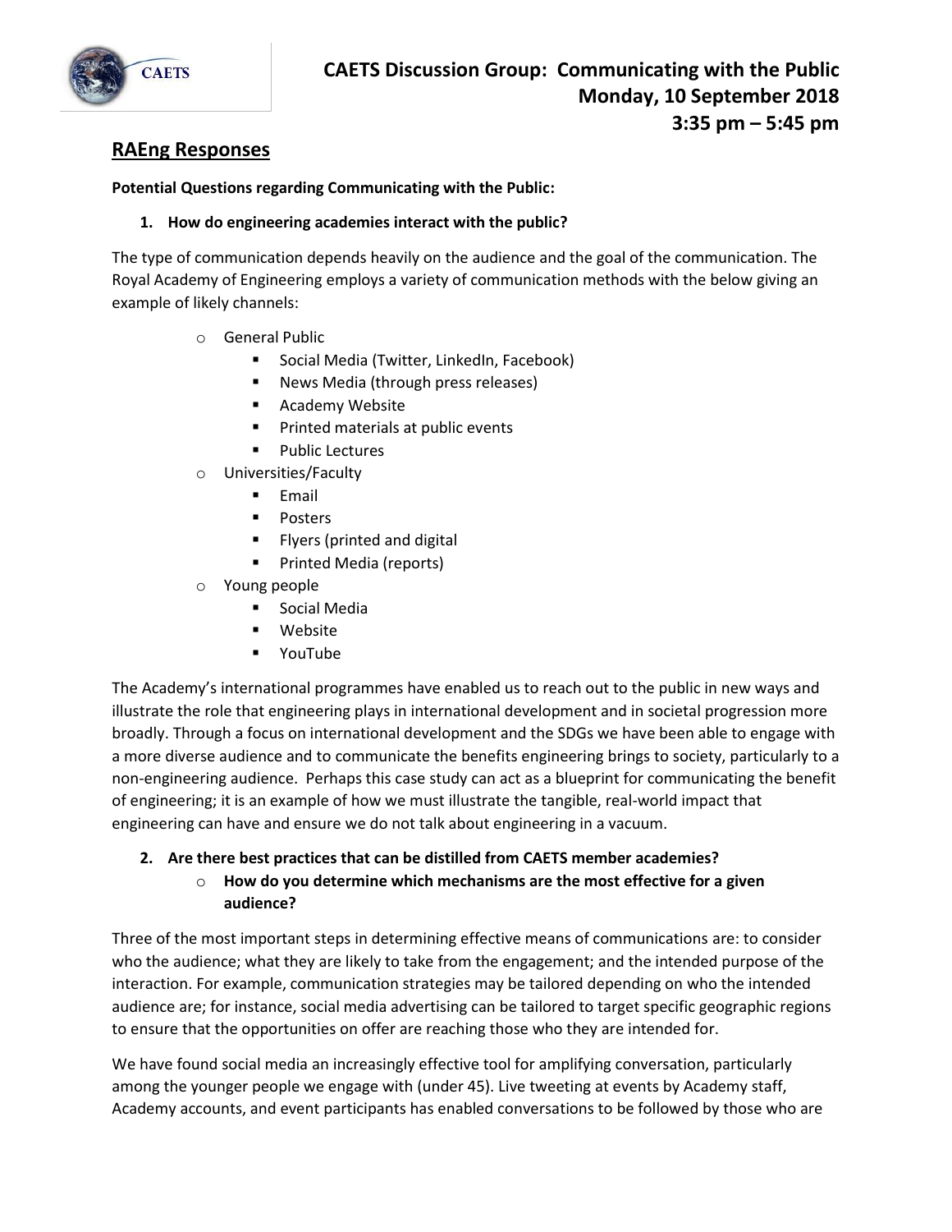# CAETS Discussion Group: Communicating with the Public
**Monday, 10 September 2018**
**3:35 pm – 5:45 pm**

## RAEng Responses

**Potential Questions regarding Communicating with the Public:**

**1. How do engineering academies interact with the public?**

The type of communication depends heavily on the audience and the goal of the communication. The Royal Academy of Engineering employs a variety of communication methods with the below giving an example of likely channels:

- General Public
  - Social Media (Twitter, LinkedIn, Facebook)
  - News Media (through press releases)
  - Academy Website
  - Printed materials at public events
  - Public Lectures
- Universities/Faculty
  - Email
  - Posters
  - Flyers (printed and digital
  - Printed Media (reports)
- Young people
  - Social Media
  - Website
  - YouTube

The Academy's international programmes have enabled us to reach out to the public in new ways and illustrate the role that engineering plays in international development and in societal progression more broadly. Through a focus on international development and the SDGs we have been able to engage with a more diverse audience and to communicate the benefits engineering brings to society, particularly to a non-engineering audience. Perhaps this case study can act as a blueprint for communicating the benefit of engineering; it is an example of how we must illustrate the tangible, real-world impact that engineering can have and ensure we do not talk about engineering in a vacuum.

**2. Are there best practices that can be distilled from CAETS member academies?**

- **How do you determine which mechanisms are the most effective for a given audience?**

Three of the most important steps in determining effective means of communications are: to consider who the audience; what they are likely to take from the engagement; and the intended purpose of the interaction. For example, communication strategies may be tailored depending on who the intended audience are; for instance, social media advertising can be tailored to target specific geographic regions to ensure that the opportunities on offer are reaching those who they are intended for.

We have found social media an increasingly effective tool for amplifying conversation, particularly among the younger people we engage with (under 45). Live tweeting at events by Academy staff, Academy accounts, and event participants has enabled conversations to be followed by those who are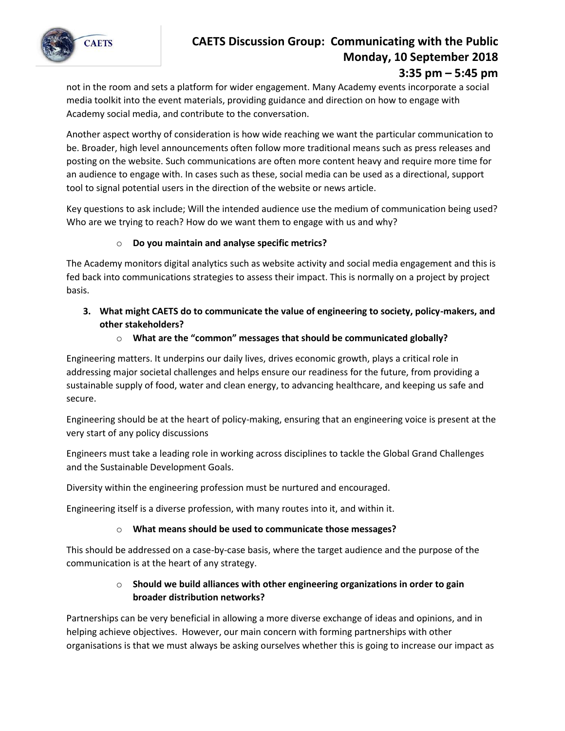not in the room and sets a platform for wider engagement. Many Academy events incorporate a social media toolkit into the event materials, providing guidance and direction on how to engage with Academy social media, and contribute to the conversation.

Another aspect worthy of consideration is how wide reaching we want the particular communication to be. Broader, high level announcements often follow more traditional means such as press releases and posting on the website. Such communications are often more content heavy and require more time for an audience to engage with. In cases such as these, social media can be used as a directional, support tool to signal potential users in the direction of the website or news article.

Key questions to ask include; Will the intended audience use the medium of communication being used? Who are we trying to reach? How do we want them to engage with us and why?

- **Do you maintain and analyse specific metrics?**

The Academy monitors digital analytics such as website activity and social media engagement and this is fed back into communications strategies to assess their impact. This is normally on a project by project basis.

3. **What might CAETS do to communicate the value of engineering to society, policy-makers, and other stakeholders?**
   - **What are the "common" messages that should be communicated globally?**

Engineering matters. It underpins our daily lives, drives economic growth, plays a critical role in addressing major societal challenges and helps ensure our readiness for the future, from providing a sustainable supply of food, water and clean energy, to advancing healthcare, and keeping us safe and secure.

Engineering should be at the heart of policy-making, ensuring that an engineering voice is present at the very start of any policy discussions

Engineers must take a leading role in working across disciplines to tackle the Global Grand Challenges and the Sustainable Development Goals.

Diversity within the engineering profession must be nurtured and encouraged.

Engineering itself is a diverse profession, with many routes into it, and within it.

- **What means should be used to communicate those messages?**

This should be addressed on a case-by-case basis, where the target audience and the purpose of the communication is at the heart of any strategy.

- **Should we build alliances with other engineering organizations in order to gain broader distribution networks?**

Partnerships can be very beneficial in allowing a more diverse exchange of ideas and opinions, and in helping achieve objectives. However, our main concern with forming partnerships with other organisations is that we must always be asking ourselves whether this is going to increase our impact as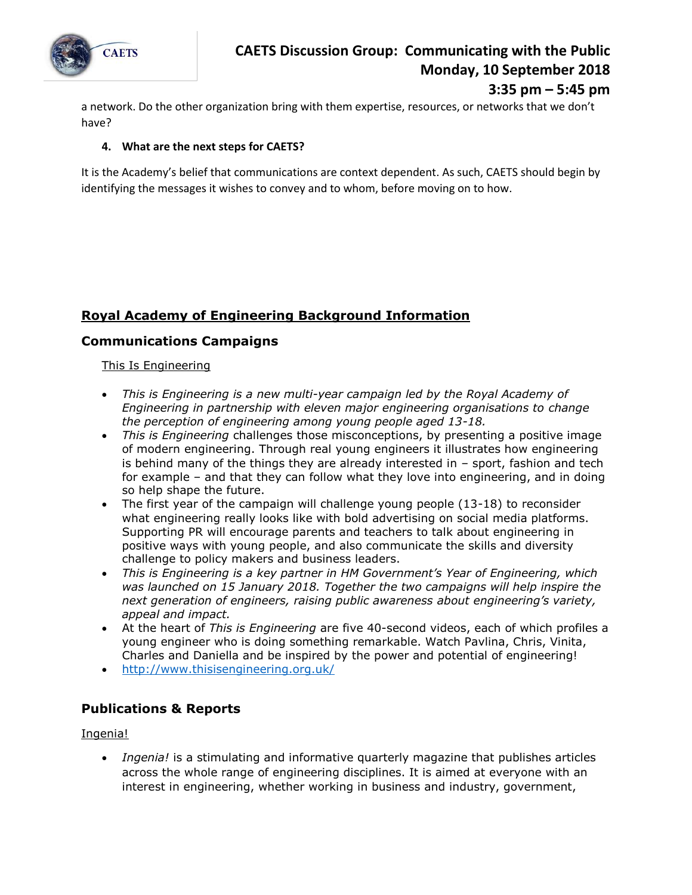a network. Do the other organization bring with them expertise, resources, or networks that we don't have?

**4. What are the next steps for CAETS?**

It is the Academy's belief that communications are context dependent. As such, CAETS should begin by identifying the messages it wishes to convey and to whom, before moving on to how.

## Royal Academy of Engineering Background Information

### Communications Campaigns

This Is Engineering

- *This is Engineering is a new multi-year campaign led by the Royal Academy of Engineering in partnership with eleven major engineering organisations to change the perception of engineering among young people aged 13-18.*
- *This is Engineering* challenges those misconceptions, by presenting a positive image of modern engineering. Through real young engineers it illustrates how engineering is behind many of the things they are already interested in – sport, fashion and tech for example – and that they can follow what they love into engineering, and in doing so help shape the future.
- The first year of the campaign will challenge young people (13-18) to reconsider what engineering really looks like with bold advertising on social media platforms. Supporting PR will encourage parents and teachers to talk about engineering in positive ways with young people, and also communicate the skills and diversity challenge to policy makers and business leaders.
- *This is Engineering is a key partner in HM Government's Year of Engineering, which was launched on 15 January 2018. Together the two campaigns will help inspire the next generation of engineers, raising public awareness about engineering's variety, appeal and impact.*
- At the heart of *This is Engineering* are five 40-second videos, each of which profiles a young engineer who is doing something remarkable. Watch Pavlina, Chris, Vinita, Charles and Daniella and be inspired by the power and potential of engineering!
- http://www.thisisengineering.org.uk/

### Publications & Reports

Ingenia!

- *Ingenia!* is a stimulating and informative quarterly magazine that publishes articles across the whole range of engineering disciplines. It is aimed at everyone with an interest in engineering, whether working in business and industry, government,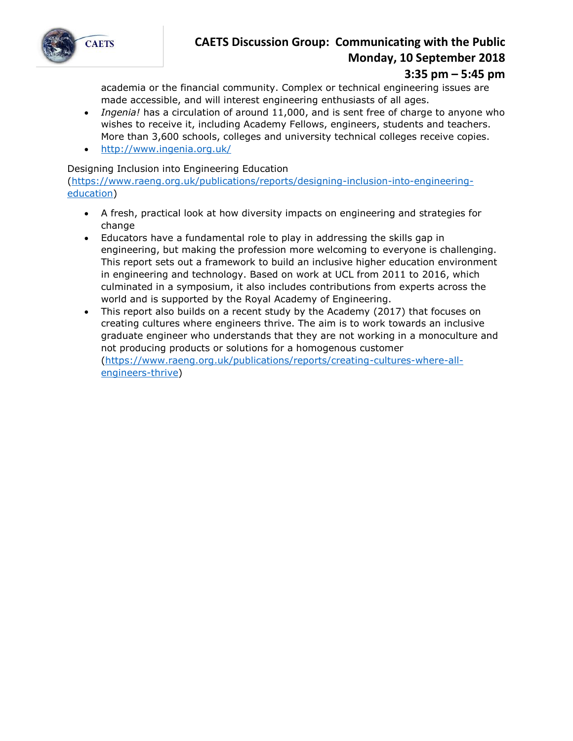academia or the financial community. Complex or technical engineering issues are made accessible, and will interest engineering enthusiasts of all ages.

- *Ingenia!* has a circulation of around 11,000, and is sent free of charge to anyone who wishes to receive it, including Academy Fellows, engineers, students and teachers. More than 3,600 schools, colleges and university technical colleges receive copies.
- http://www.ingenia.org.uk/

Designing Inclusion into Engineering Education (https://www.raeng.org.uk/publications/reports/designing-inclusion-into-engineering-education)

- A fresh, practical look at how diversity impacts on engineering and strategies for change
- Educators have a fundamental role to play in addressing the skills gap in engineering, but making the profession more welcoming to everyone is challenging. This report sets out a framework to build an inclusive higher education environment in engineering and technology. Based on work at UCL from 2011 to 2016, which culminated in a symposium, it also includes contributions from experts across the world and is supported by the Royal Academy of Engineering.
- This report also builds on a recent study by the Academy (2017) that focuses on creating cultures where engineers thrive. The aim is to work towards an inclusive graduate engineer who understands that they are not working in a monoculture and not producing products or solutions for a homogenous customer (https://www.raeng.org.uk/publications/reports/creating-cultures-where-all-engineers-thrive)